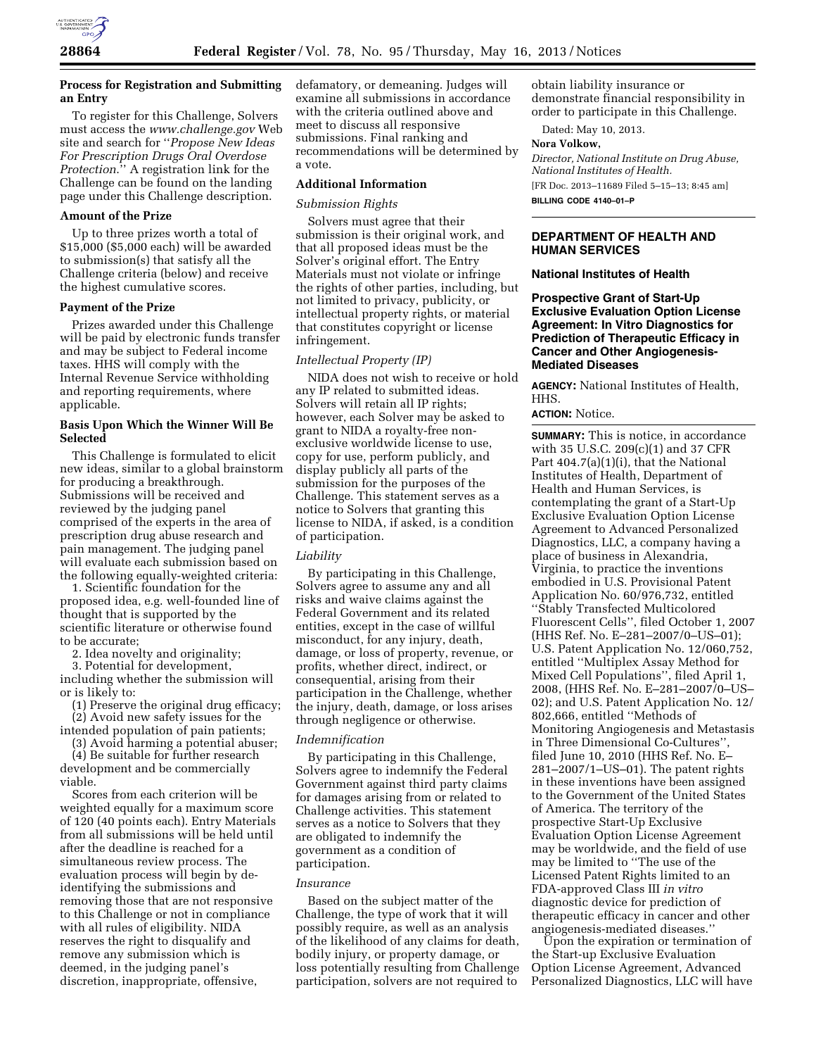### Process for Registration and Submitting an Entry

To register for this Challenge, Solvers must access the *www.challenge.gov* Web site and search for "*Propose New Ideas For Prescription Drugs Oral Overdose Protection.*" A registration link for the Challenge can be found on the landing page under this Challenge description.

### Amount of the Prize

Up to three prizes worth a total of $15,000 ($5,000 each) will be awarded to submission(s) that satisfy all the Challenge criteria (below) and receive the highest cumulative scores.

### Payment of the Prize

Prizes awarded under this Challenge will be paid by electronic funds transfer and may be subject to Federal income taxes. HHS will comply with the Internal Revenue Service withholding and reporting requirements, where applicable.

### Basis Upon Which the Winner Will Be Selected

This Challenge is formulated to elicit new ideas, similar to a global brainstorm for producing a breakthrough. Submissions will be received and reviewed by the judging panel comprised of the experts in the area of prescription drug abuse research and pain management. The judging panel will evaluate each submission based on the following equally-weighted criteria:

1. Scientific foundation for the proposed idea, e.g. well-founded line of thought that is supported by the scientific literature or otherwise found to be accurate;
2. Idea novelty and originality;
3. Potential for development, including whether the submission will or is likely to:
   (1) Preserve the original drug efficacy;
   (2) Avoid new safety issues for the intended population of pain patients;
   (3) Avoid harming a potential abuser;
   (4) Be suitable for further research development and be commercially viable.

Scores from each criterion will be weighted equally for a maximum score of 120 (40 points each). Entry Materials from all submissions will be held until after the deadline is reached for a simultaneous review process. The evaluation process will begin by de-identifying the submissions and removing those that are not responsive to this Challenge or not in compliance with all rules of eligibility. NIDA reserves the right to disqualify and remove any submission which is deemed, in the judging panel's discretion, inappropriate, offensive, defamatory, or demeaning. Judges will examine all submissions in accordance with the criteria outlined above and meet to discuss all responsive submissions. Final ranking and recommendations will be determined by a vote.

### Additional Information

*Submission Rights*

Solvers must agree that their submission is their original work, and that all proposed ideas must be the Solver's original effort. The Entry Materials must not violate or infringe the rights of other parties, including, but not limited to privacy, publicity, or intellectual property rights, or material that constitutes copyright or license infringement.

*Intellectual Property (IP)*

NIDA does not wish to receive or hold any IP related to submitted ideas. Solvers will retain all IP rights; however, each Solver may be asked to grant to NIDA a royalty-free non-exclusive worldwide license to use, copy for use, perform publicly, and display publicly all parts of the submission for the purposes of the Challenge. This statement serves as a notice to Solvers that granting this license to NIDA, if asked, is a condition of participation.

*Liability*

By participating in this Challenge, Solvers agree to assume any and all risks and waive claims against the Federal Government and its related entities, except in the case of willful misconduct, for any injury, death, damage, or loss of property, revenue, or profits, whether direct, indirect, or consequential, arising from their participation in the Challenge, whether the injury, death, damage, or loss arises through negligence or otherwise.

*Indemnification*

By participating in this Challenge, Solvers agree to indemnify the Federal Government against third party claims for damages arising from or related to Challenge activities. This statement serves as a notice to Solvers that they are obligated to indemnify the government as a condition of participation.

*Insurance*

Based on the subject matter of the Challenge, the type of work that it will possibly require, as well as an analysis of the likelihood of any claims for death, bodily injury, or property damage, or loss potentially resulting from Challenge participation, solvers are not required to obtain liability insurance or demonstrate financial responsibility in order to participate in this Challenge.

Dated: May 10, 2013.

**Nora Volkow,**

*Director, National Institute on Drug Abuse, National Institutes of Health.*

[FR Doc. 2013–11689 Filed 5–15–13; 8:45 am]

**BILLING CODE 4140–01–P**

## DEPARTMENT OF HEALTH AND HUMAN SERVICES

### National Institutes of Health

### Prospective Grant of Start-Up Exclusive Evaluation Option License Agreement: In Vitro Diagnostics for Prediction of Therapeutic Efficacy in Cancer and Other Angiogenesis-Mediated Diseases

**AGENCY:** National Institutes of Health, HHS.

**ACTION:** Notice.

**SUMMARY:** This is notice, in accordance with 35 U.S.C. 209(c)(1) and 37 CFR Part 404.7(a)(1)(i), that the National Institutes of Health, Department of Health and Human Services, is contemplating the grant of a Start-Up Exclusive Evaluation Option License Agreement to Advanced Personalized Diagnostics, LLC, a company having a place of business in Alexandria, Virginia, to practice the inventions embodied in U.S. Provisional Patent Application No. 60/976,732, entitled "Stably Transfected Multicolored Fluorescent Cells", filed October 1, 2007 (HHS Ref. No. E–281–2007/0–US–01); U.S. Patent Application No. 12/060,752, entitled "Multiplex Assay Method for Mixed Cell Populations", filed April 1, 2008, (HHS Ref. No. E–281–2007/0–US–02); and U.S. Patent Application No. 12/802,666, entitled "Methods of Monitoring Angiogenesis and Metastasis in Three Dimensional Co-Cultures", filed June 10, 2010 (HHS Ref. No. E–281–2007/1–US–01). The patent rights in these inventions have been assigned to the Government of the United States of America. The territory of the prospective Start-Up Exclusive Evaluation Option License Agreement may be worldwide, and the field of use may be limited to "The use of the Licensed Patent Rights limited to an FDA-approved Class III *in vitro* diagnostic device for prediction of therapeutic efficacy in cancer and other angiogenesis-mediated diseases."

Upon the expiration or termination of the Start-up Exclusive Evaluation Option License Agreement, Advanced Personalized Diagnostics, LLC will have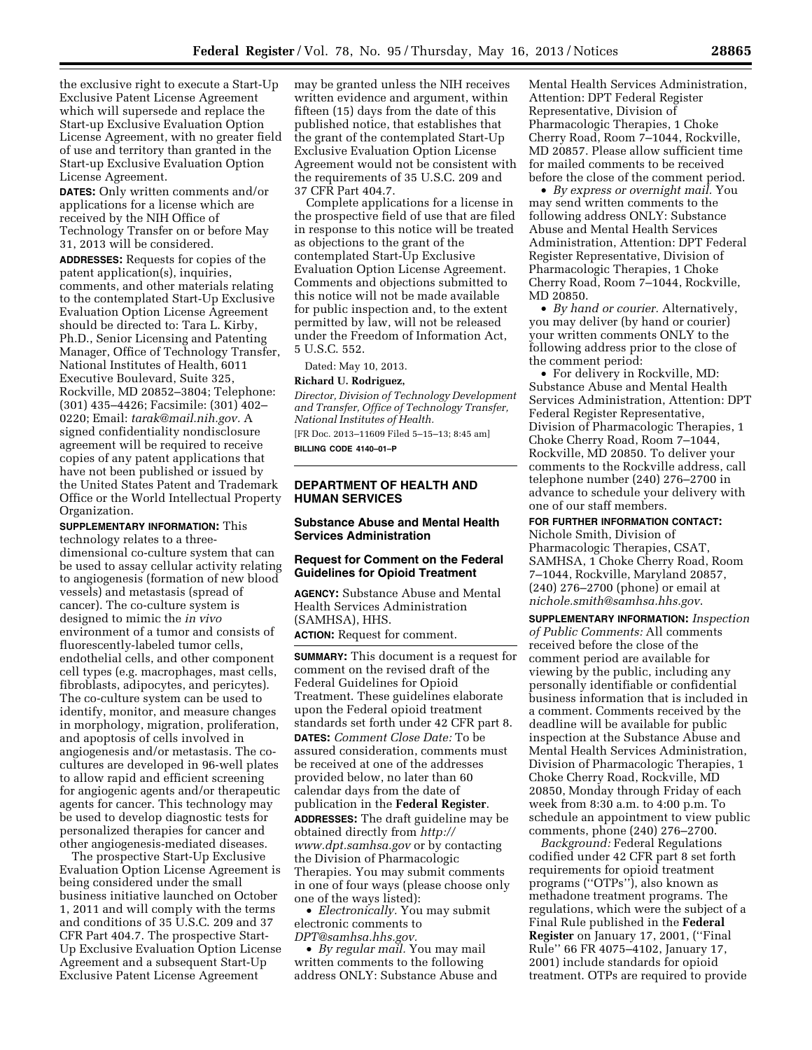the exclusive right to execute a Start-Up Exclusive Patent License Agreement which will supersede and replace the Start-up Exclusive Evaluation Option License Agreement, with no greater field of use and territory than granted in the Start-up Exclusive Evaluation Option License Agreement.

**DATES:** Only written comments and/or applications for a license which are received by the NIH Office of Technology Transfer on or before May 31, 2013 will be considered.

**ADDRESSES:** Requests for copies of the patent application(s), inquiries, comments, and other materials relating to the contemplated Start-Up Exclusive Evaluation Option License Agreement should be directed to: Tara L. Kirby, Ph.D., Senior Licensing and Patenting Manager, Office of Technology Transfer, National Institutes of Health, 6011 Executive Boulevard, Suite 325, Rockville, MD 20852–3804; Telephone: (301) 435–4426; Facsimile: (301) 402–0220; Email: *tarak@mail.nih.gov.* A signed confidentiality nondisclosure agreement will be required to receive copies of any patent applications that have not been published or issued by the United States Patent and Trademark Office or the World Intellectual Property Organization.

**SUPPLEMENTARY INFORMATION:** This technology relates to a three-dimensional co-culture system that can be used to assay cellular activity relating to angiogenesis (formation of new blood vessels) and metastasis (spread of cancer). The co-culture system is designed to mimic the *in vivo* environment of a tumor and consists of fluorescently-labeled tumor cells, endothelial cells, and other component cell types (e.g. macrophages, mast cells, fibroblasts, adipocytes, and pericytes). The co-culture system can be used to identify, monitor, and measure changes in morphology, migration, proliferation, and apoptosis of cells involved in angiogenesis and/or metastasis. The co-cultures are developed in 96-well plates to allow rapid and efficient screening for angiogenic agents and/or therapeutic agents for cancer. This technology may be used to develop diagnostic tests for personalized therapies for cancer and other angiogenesis-mediated diseases.

The prospective Start-Up Exclusive Evaluation Option License Agreement is being considered under the small business initiative launched on October 1, 2011 and will comply with the terms and conditions of 35 U.S.C. 209 and 37 CFR Part 404.7. The prospective Start-Up Exclusive Evaluation Option License Agreement and a subsequent Start-Up Exclusive Patent License Agreement may be granted unless the NIH receives written evidence and argument, within fifteen (15) days from the date of this published notice, that establishes that the grant of the contemplated Start-Up Exclusive Evaluation Option License Agreement would not be consistent with the requirements of 35 U.S.C. 209 and 37 CFR Part 404.7.

Complete applications for a license in the prospective field of use that are filed in response to this notice will be treated as objections to the grant of the contemplated Start-Up Exclusive Evaluation Option License Agreement. Comments and objections submitted to this notice will not be made available for public inspection and, to the extent permitted by law, will not be released under the Freedom of Information Act, 5 U.S.C. 552.

Dated: May 10, 2013.

**Richard U. Rodriguez,**

*Director, Division of Technology Development and Transfer, Office of Technology Transfer, National Institutes of Health.*

[FR Doc. 2013–11609 Filed 5–15–13; 8:45 am]

**BILLING CODE 4140–01–P**

## DEPARTMENT OF HEALTH AND HUMAN SERVICES

### Substance Abuse and Mental Health Services Administration

### Request for Comment on the Federal Guidelines for Opioid Treatment

**AGENCY:** Substance Abuse and Mental Health Services Administration (SAMHSA), HHS.

**ACTION:** Request for comment.

**SUMMARY:** This document is a request for comment on the revised draft of the Federal Guidelines for Opioid Treatment. These guidelines elaborate upon the Federal opioid treatment standards set forth under 42 CFR part 8.

**DATES:** *Comment Close Date:* To be assured consideration, comments must be received at one of the addresses provided below, no later than 60 calendar days from the date of publication in the **Federal Register**.

**ADDRESSES:** The draft guideline may be obtained directly from *http://www.dpt.samhsa.gov* or by contacting the Division of Pharmacologic Therapies. You may submit comments in one of four ways (please choose only one of the ways listed):

- *Electronically.* You may submit electronic comments to *DPT@samhsa.hhs.gov.*
- *By regular mail.* You may mail written comments to the following address ONLY: Substance Abuse and Mental Health Services Administration, Attention: DPT Federal Register Representative, Division of Pharmacologic Therapies, 1 Choke Cherry Road, Room 7–1044, Rockville, MD 20857. Please allow sufficient time for mailed comments to be received before the close of the comment period.
- *By express or overnight mail.* You may send written comments to the following address ONLY: Substance Abuse and Mental Health Services Administration, Attention: DPT Federal Register Representative, Division of Pharmacologic Therapies, 1 Choke Cherry Road, Room 7–1044, Rockville, MD 20850.
- *By hand or courier.* Alternatively, you may deliver (by hand or courier) your written comments ONLY to the following address prior to the close of the comment period:
- For delivery in Rockville, MD: Substance Abuse and Mental Health Services Administration, Attention: DPT Federal Register Representative, Division of Pharmacologic Therapies, 1 Choke Cherry Road, Room 7–1044, Rockville, MD 20850. To deliver your comments to the Rockville address, call telephone number (240) 276–2700 in advance to schedule your delivery with one of our staff members.

**FOR FURTHER INFORMATION CONTACT:** Nichole Smith, Division of Pharmacologic Therapies, CSAT, SAMHSA, 1 Choke Cherry Road, Room 7–1044, Rockville, Maryland 20857, (240) 276–2700 (phone) or email at *nichole.smith@samhsa.hhs.gov*.

**SUPPLEMENTARY INFORMATION:** *Inspection of Public Comments:* All comments received before the close of the comment period are available for viewing by the public, including any personally identifiable or confidential business information that is included in a comment. Comments received by the deadline will be available for public inspection at the Substance Abuse and Mental Health Services Administration, Division of Pharmacologic Therapies, 1 Choke Cherry Road, Rockville, MD 20850, Monday through Friday of each week from 8:30 a.m. to 4:00 p.m. To schedule an appointment to view public comments, phone (240) 276–2700.

*Background:* Federal Regulations codified under 42 CFR part 8 set forth requirements for opioid treatment programs (''OTPs''), also known as methadone treatment programs. The regulations, which were the subject of a Final Rule published in the **Federal Register** on January 17, 2001, (''Final Rule'' 66 FR 4075–4102, January 17, 2001) include standards for opioid treatment. OTPs are required to provide